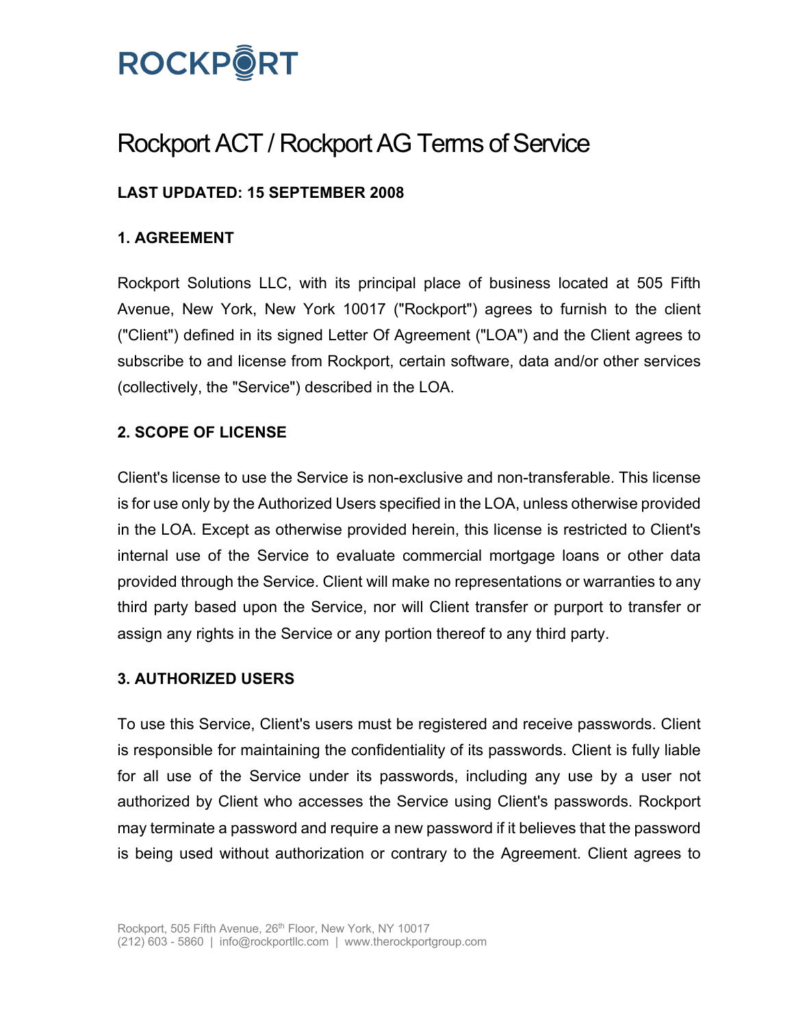# ROCKPORT

# Rockport ACT / Rockport AG Terms of Service

**LAST UPDATED: 15 SEPTEMBER 2008**

## 1. AGREEMENT

Rockport Solutions LLC, with its principal place of business located at 505 Fifth Avenue, New York, New York 10017 ("Rockport") agrees to furnish to the client ("Client") defined in its signed Letter Of Agreement ("LOA") and the Client agrees to subscribe to and license from Rockport, certain software, data and/or other services (collectively, the "Service") described in the LOA.

## 2. SCOPE OF LICENSE

Client's license to use the Service is non-exclusive and non-transferable. This license is for use only by the Authorized Users specified in the LOA, unless otherwise provided in the LOA. Except as otherwise provided herein, this license is restricted to Client's internal use of the Service to evaluate commercial mortgage loans or other data provided through the Service. Client will make no representations or warranties to any third party based upon the Service, nor will Client transfer or purport to transfer or assign any rights in the Service or any portion thereof to any third party.

## 3. AUTHORIZED USERS

To use this Service, Client's users must be registered and receive passwords. Client is responsible for maintaining the confidentiality of its passwords. Client is fully liable for all use of the Service under its passwords, including any use by a user not authorized by Client who accesses the Service using Client's passwords. Rockport may terminate a password and require a new password if it believes that the password is being used without authorization or contrary to the Agreement. Client agrees to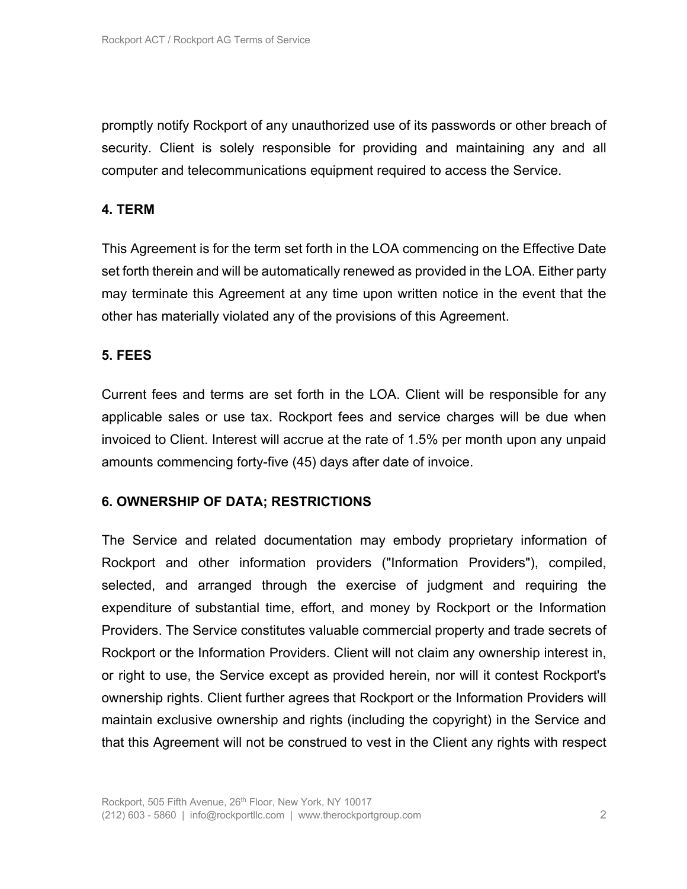promptly notify Rockport of any unauthorized use of its passwords or other breach of security. Client is solely responsible for providing and maintaining any and all computer and telecommunications equipment required to access the Service.

## 4. TERM

This Agreement is for the term set forth in the LOA commencing on the Effective Date set forth therein and will be automatically renewed as provided in the LOA. Either party may terminate this Agreement at any time upon written notice in the event that the other has materially violated any of the provisions of this Agreement.

## 5. FEES

Current fees and terms are set forth in the LOA. Client will be responsible for any applicable sales or use tax. Rockport fees and service charges will be due when invoiced to Client. Interest will accrue at the rate of 1.5% per month upon any unpaid amounts commencing forty-five (45) days after date of invoice.

## 6. OWNERSHIP OF DATA; RESTRICTIONS

The Service and related documentation may embody proprietary information of Rockport and other information providers ("Information Providers"), compiled, selected, and arranged through the exercise of judgment and requiring the expenditure of substantial time, effort, and money by Rockport or the Information Providers. The Service constitutes valuable commercial property and trade secrets of Rockport or the Information Providers. Client will not claim any ownership interest in, or right to use, the Service except as provided herein, nor will it contest Rockport's ownership rights. Client further agrees that Rockport or the Information Providers will maintain exclusive ownership and rights (including the copyright) in the Service and that this Agreement will not be construed to vest in the Client any rights with respect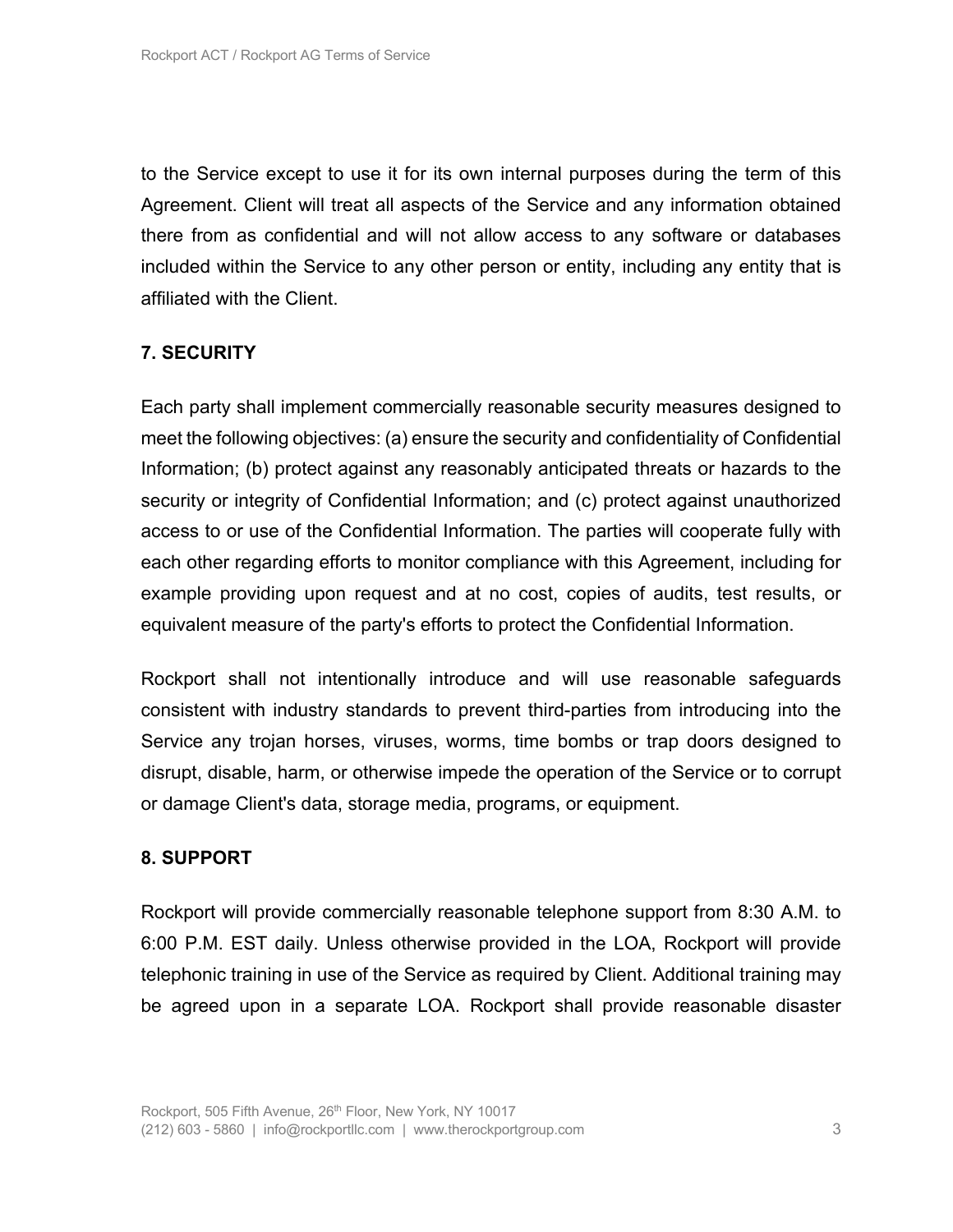to the Service except to use it for its own internal purposes during the term of this Agreement. Client will treat all aspects of the Service and any information obtained there from as confidential and will not allow access to any software or databases included within the Service to any other person or entity, including any entity that is affiliated with the Client.

**7. SECURITY**

Each party shall implement commercially reasonable security measures designed to meet the following objectives: (a) ensure the security and confidentiality of Confidential Information; (b) protect against any reasonably anticipated threats or hazards to the security or integrity of Confidential Information; and (c) protect against unauthorized access to or use of the Confidential Information. The parties will cooperate fully with each other regarding efforts to monitor compliance with this Agreement, including for example providing upon request and at no cost, copies of audits, test results, or equivalent measure of the party's efforts to protect the Confidential Information.

Rockport shall not intentionally introduce and will use reasonable safeguards consistent with industry standards to prevent third-parties from introducing into the Service any trojan horses, viruses, worms, time bombs or trap doors designed to disrupt, disable, harm, or otherwise impede the operation of the Service or to corrupt or damage Client's data, storage media, programs, or equipment.

**8. SUPPORT**

Rockport will provide commercially reasonable telephone support from 8:30 A.M. to 6:00 P.M. EST daily. Unless otherwise provided in the LOA, Rockport will provide telephonic training in use of the Service as required by Client. Additional training may be agreed upon in a separate LOA. Rockport shall provide reasonable disaster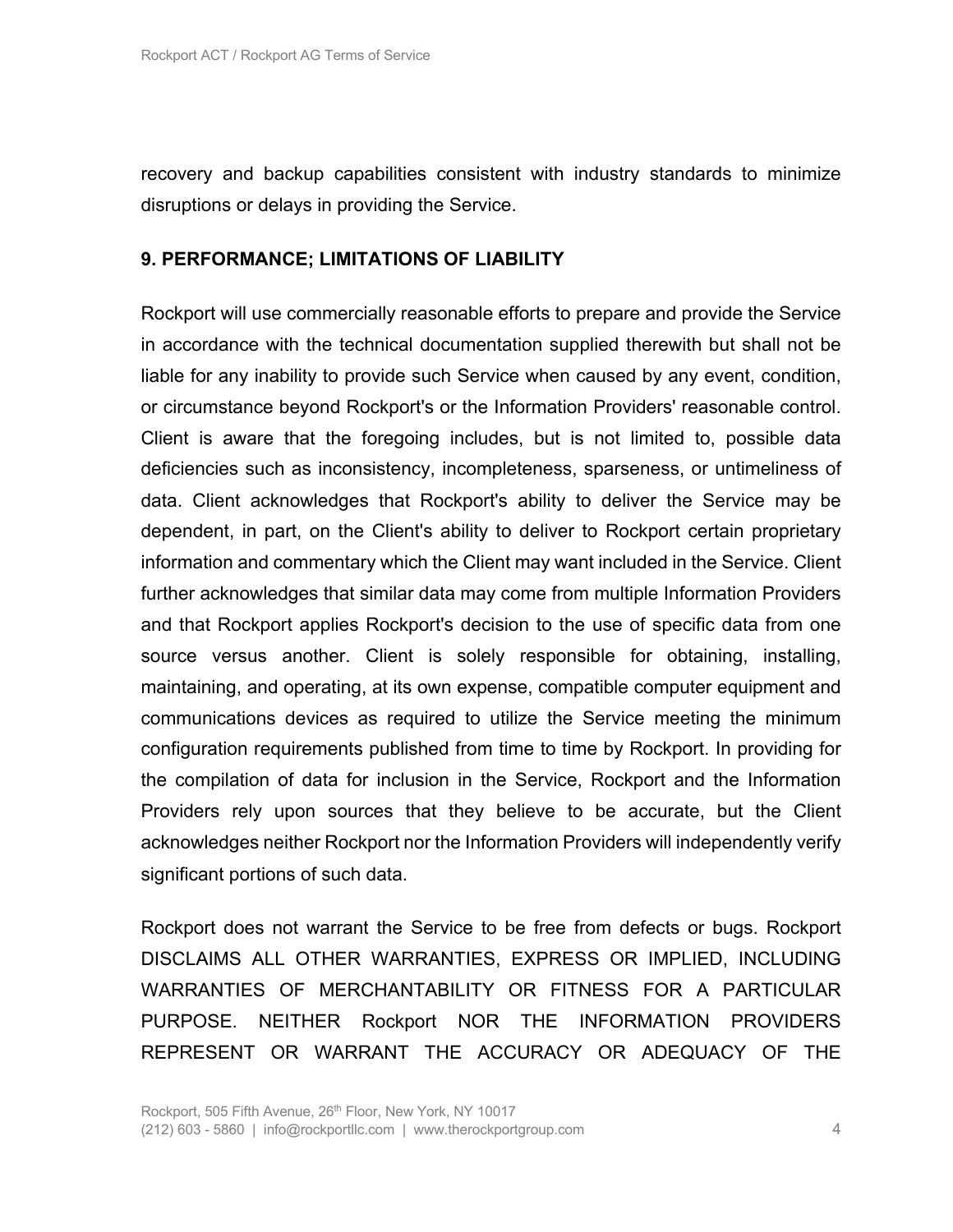recovery and backup capabilities consistent with industry standards to minimize disruptions or delays in providing the Service.

**9. PERFORMANCE; LIMITATIONS OF LIABILITY**

Rockport will use commercially reasonable efforts to prepare and provide the Service in accordance with the technical documentation supplied therewith but shall not be liable for any inability to provide such Service when caused by any event, condition, or circumstance beyond Rockport's or the Information Providers' reasonable control. Client is aware that the foregoing includes, but is not limited to, possible data deficiencies such as inconsistency, incompleteness, sparseness, or untimeliness of data. Client acknowledges that Rockport's ability to deliver the Service may be dependent, in part, on the Client's ability to deliver to Rockport certain proprietary information and commentary which the Client may want included in the Service. Client further acknowledges that similar data may come from multiple Information Providers and that Rockport applies Rockport's decision to the use of specific data from one source versus another. Client is solely responsible for obtaining, installing, maintaining, and operating, at its own expense, compatible computer equipment and communications devices as required to utilize the Service meeting the minimum configuration requirements published from time to time by Rockport. In providing for the compilation of data for inclusion in the Service, Rockport and the Information Providers rely upon sources that they believe to be accurate, but the Client acknowledges neither Rockport nor the Information Providers will independently verify significant portions of such data.

Rockport does not warrant the Service to be free from defects or bugs. Rockport DISCLAIMS ALL OTHER WARRANTIES, EXPRESS OR IMPLIED, INCLUDING WARRANTIES OF MERCHANTABILITY OR FITNESS FOR A PARTICULAR PURPOSE. NEITHER Rockport NOR THE INFORMATION PROVIDERS REPRESENT OR WARRANT THE ACCURACY OR ADEQUACY OF THE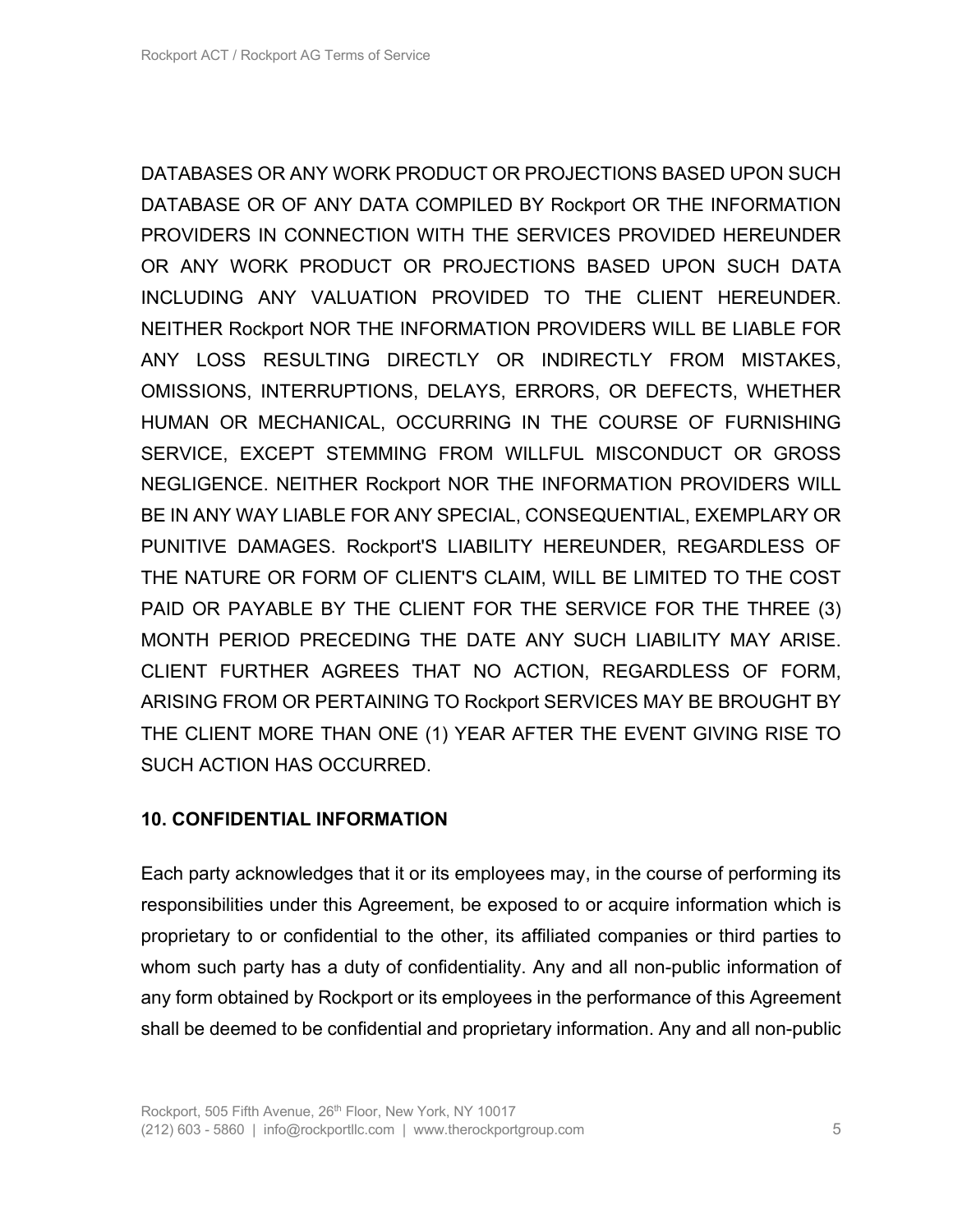DATABASES OR ANY WORK PRODUCT OR PROJECTIONS BASED UPON SUCH DATABASE OR OF ANY DATA COMPILED BY Rockport OR THE INFORMATION PROVIDERS IN CONNECTION WITH THE SERVICES PROVIDED HEREUNDER OR ANY WORK PRODUCT OR PROJECTIONS BASED UPON SUCH DATA INCLUDING ANY VALUATION PROVIDED TO THE CLIENT HEREUNDER. NEITHER Rockport NOR THE INFORMATION PROVIDERS WILL BE LIABLE FOR ANY LOSS RESULTING DIRECTLY OR INDIRECTLY FROM MISTAKES, OMISSIONS, INTERRUPTIONS, DELAYS, ERRORS, OR DEFECTS, WHETHER HUMAN OR MECHANICAL, OCCURRING IN THE COURSE OF FURNISHING SERVICE, EXCEPT STEMMING FROM WILLFUL MISCONDUCT OR GROSS NEGLIGENCE. NEITHER Rockport NOR THE INFORMATION PROVIDERS WILL BE IN ANY WAY LIABLE FOR ANY SPECIAL, CONSEQUENTIAL, EXEMPLARY OR PUNITIVE DAMAGES. Rockport'S LIABILITY HEREUNDER, REGARDLESS OF THE NATURE OR FORM OF CLIENT'S CLAIM, WILL BE LIMITED TO THE COST PAID OR PAYABLE BY THE CLIENT FOR THE SERVICE FOR THE THREE (3) MONTH PERIOD PRECEDING THE DATE ANY SUCH LIABILITY MAY ARISE. CLIENT FURTHER AGREES THAT NO ACTION, REGARDLESS OF FORM, ARISING FROM OR PERTAINING TO Rockport SERVICES MAY BE BROUGHT BY THE CLIENT MORE THAN ONE (1) YEAR AFTER THE EVENT GIVING RISE TO SUCH ACTION HAS OCCURRED.

## 10. CONFIDENTIAL INFORMATION

Each party acknowledges that it or its employees may, in the course of performing its responsibilities under this Agreement, be exposed to or acquire information which is proprietary to or confidential to the other, its affiliated companies or third parties to whom such party has a duty of confidentiality. Any and all non-public information of any form obtained by Rockport or its employees in the performance of this Agreement shall be deemed to be confidential and proprietary information. Any and all non-public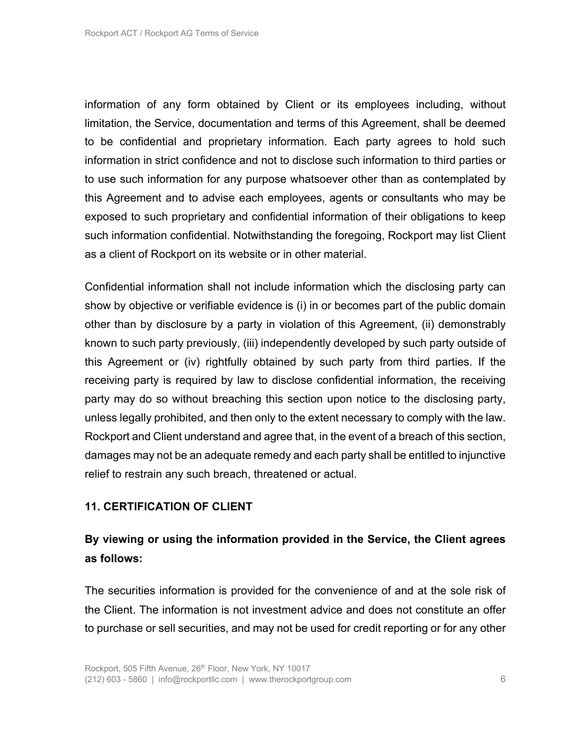information of any form obtained by Client or its employees including, without limitation, the Service, documentation and terms of this Agreement, shall be deemed to be confidential and proprietary information. Each party agrees to hold such information in strict confidence and not to disclose such information to third parties or to use such information for any purpose whatsoever other than as contemplated by this Agreement and to advise each employees, agents or consultants who may be exposed to such proprietary and confidential information of their obligations to keep such information confidential. Notwithstanding the foregoing, Rockport may list Client as a client of Rockport on its website or in other material.

Confidential information shall not include information which the disclosing party can show by objective or verifiable evidence is (i) in or becomes part of the public domain other than by disclosure by a party in violation of this Agreement, (ii) demonstrably known to such party previously, (iii) independently developed by such party outside of this Agreement or (iv) rightfully obtained by such party from third parties. If the receiving party is required by law to disclose confidential information, the receiving party may do so without breaching this section upon notice to the disclosing party, unless legally prohibited, and then only to the extent necessary to comply with the law. Rockport and Client understand and agree that, in the event of a breach of this section, damages may not be an adequate remedy and each party shall be entitled to injunctive relief to restrain any such breach, threatened or actual.

## 11. CERTIFICATION OF CLIENT

**By viewing or using the information provided in the Service, the Client agrees as follows:**

The securities information is provided for the convenience of and at the sole risk of the Client. The information is not investment advice and does not constitute an offer to purchase or sell securities, and may not be used for credit reporting or for any other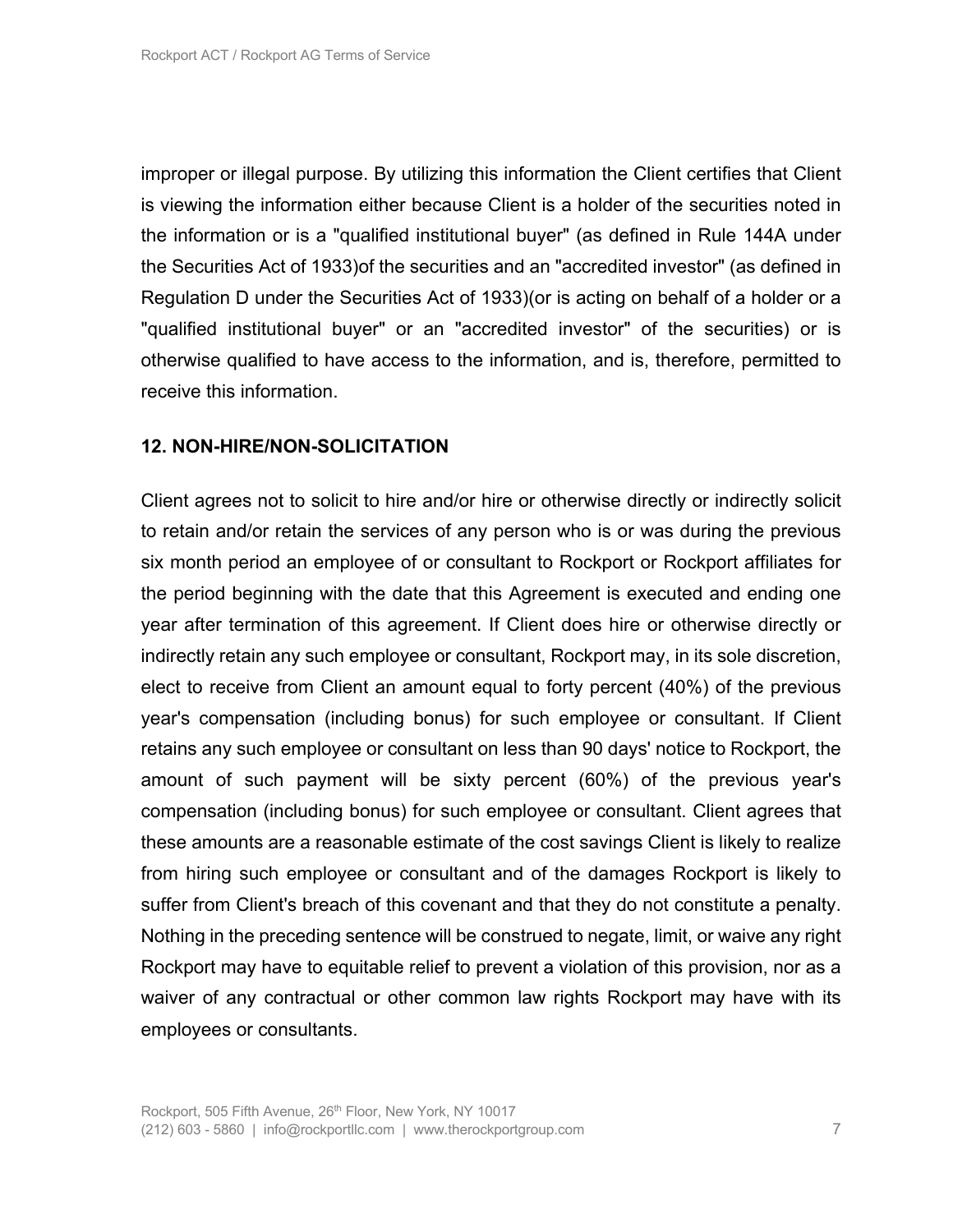improper or illegal purpose. By utilizing this information the Client certifies that Client is viewing the information either because Client is a holder of the securities noted in the information or is a "qualified institutional buyer" (as defined in Rule 144A under the Securities Act of 1933)of the securities and an "accredited investor" (as defined in Regulation D under the Securities Act of 1933)(or is acting on behalf of a holder or a "qualified institutional buyer" or an "accredited investor" of the securities) or is otherwise qualified to have access to the information, and is, therefore, permitted to receive this information.

**12. NON-HIRE/NON-SOLICITATION**

Client agrees not to solicit to hire and/or hire or otherwise directly or indirectly solicit to retain and/or retain the services of any person who is or was during the previous six month period an employee of or consultant to Rockport or Rockport affiliates for the period beginning with the date that this Agreement is executed and ending one year after termination of this agreement. If Client does hire or otherwise directly or indirectly retain any such employee or consultant, Rockport may, in its sole discretion, elect to receive from Client an amount equal to forty percent (40%) of the previous year's compensation (including bonus) for such employee or consultant. If Client retains any such employee or consultant on less than 90 days' notice to Rockport, the amount of such payment will be sixty percent (60%) of the previous year's compensation (including bonus) for such employee or consultant. Client agrees that these amounts are a reasonable estimate of the cost savings Client is likely to realize from hiring such employee or consultant and of the damages Rockport is likely to suffer from Client's breach of this covenant and that they do not constitute a penalty. Nothing in the preceding sentence will be construed to negate, limit, or waive any right Rockport may have to equitable relief to prevent a violation of this provision, nor as a waiver of any contractual or other common law rights Rockport may have with its employees or consultants.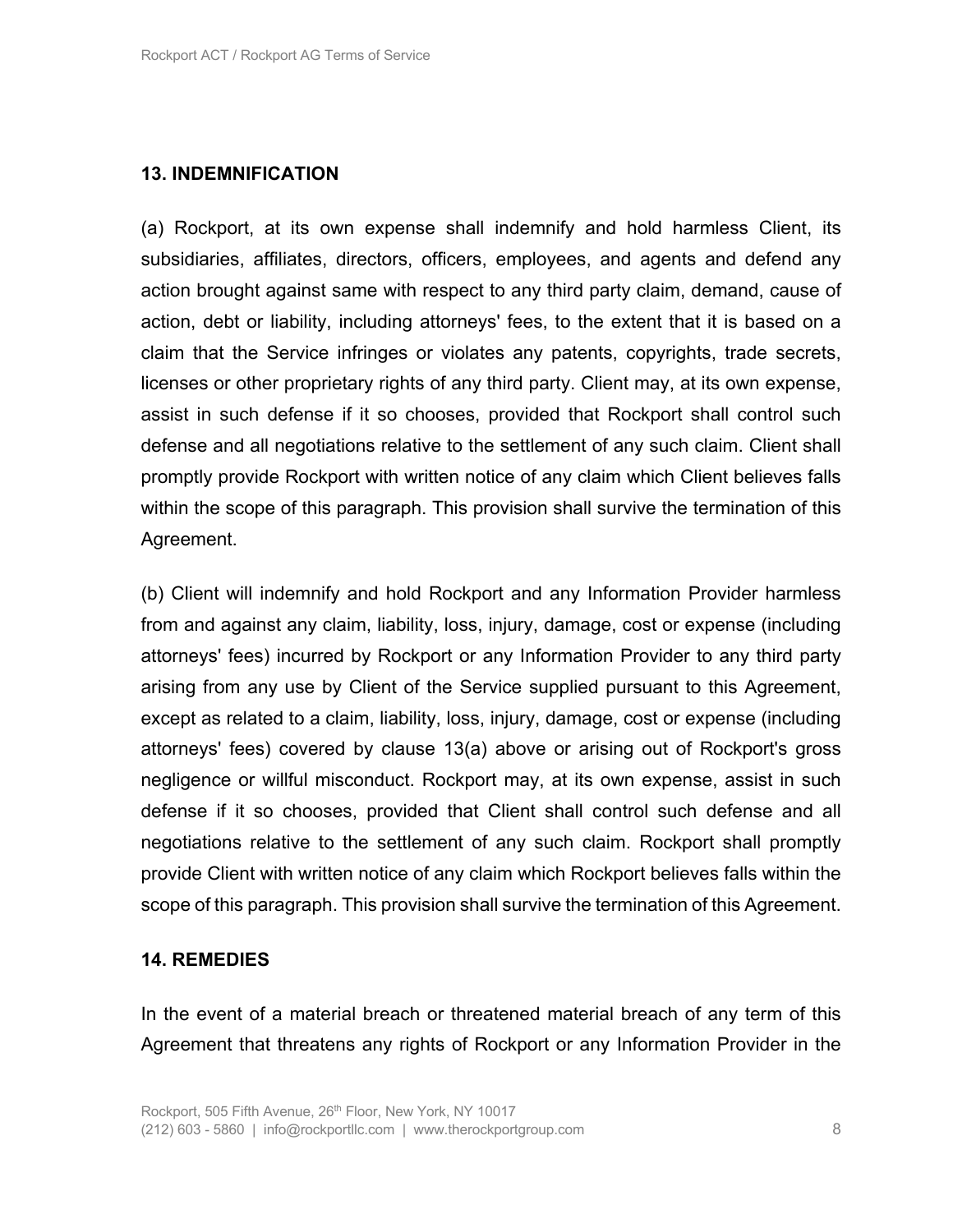## 13. INDEMNIFICATION

(a) Rockport, at its own expense shall indemnify and hold harmless Client, its subsidiaries, affiliates, directors, officers, employees, and agents and defend any action brought against same with respect to any third party claim, demand, cause of action, debt or liability, including attorneys' fees, to the extent that it is based on a claim that the Service infringes or violates any patents, copyrights, trade secrets, licenses or other proprietary rights of any third party. Client may, at its own expense, assist in such defense if it so chooses, provided that Rockport shall control such defense and all negotiations relative to the settlement of any such claim. Client shall promptly provide Rockport with written notice of any claim which Client believes falls within the scope of this paragraph. This provision shall survive the termination of this Agreement.

(b) Client will indemnify and hold Rockport and any Information Provider harmless from and against any claim, liability, loss, injury, damage, cost or expense (including attorneys' fees) incurred by Rockport or any Information Provider to any third party arising from any use by Client of the Service supplied pursuant to this Agreement, except as related to a claim, liability, loss, injury, damage, cost or expense (including attorneys' fees) covered by clause 13(a) above or arising out of Rockport's gross negligence or willful misconduct. Rockport may, at its own expense, assist in such defense if it so chooses, provided that Client shall control such defense and all negotiations relative to the settlement of any such claim. Rockport shall promptly provide Client with written notice of any claim which Rockport believes falls within the scope of this paragraph. This provision shall survive the termination of this Agreement.

## 14. REMEDIES

In the event of a material breach or threatened material breach of any term of this Agreement that threatens any rights of Rockport or any Information Provider in the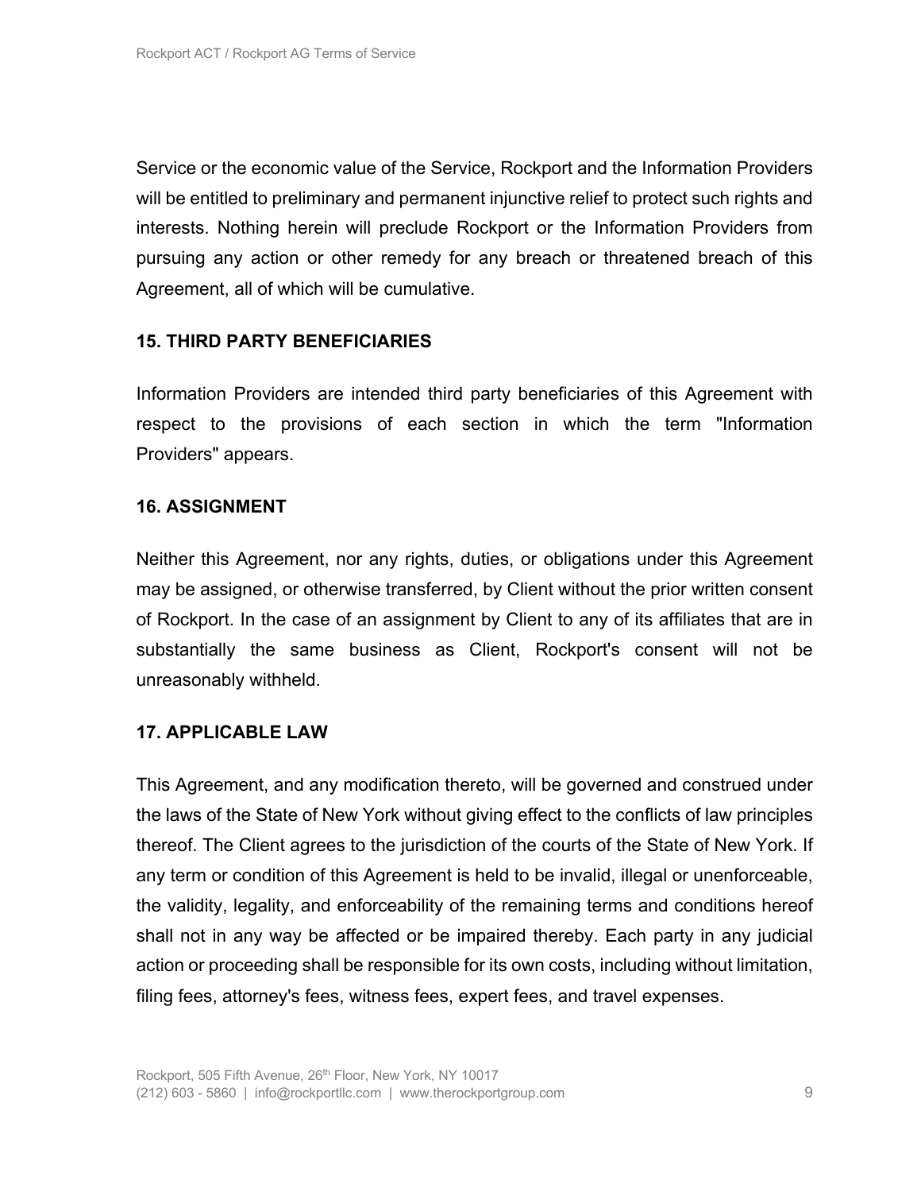Service or the economic value of the Service, Rockport and the Information Providers will be entitled to preliminary and permanent injunctive relief to protect such rights and interests. Nothing herein will preclude Rockport or the Information Providers from pursuing any action or other remedy for any breach or threatened breach of this Agreement, all of which will be cumulative.

**15. THIRD PARTY BENEFICIARIES**

Information Providers are intended third party beneficiaries of this Agreement with respect to the provisions of each section in which the term "Information Providers" appears.

**16. ASSIGNMENT**

Neither this Agreement, nor any rights, duties, or obligations under this Agreement may be assigned, or otherwise transferred, by Client without the prior written consent of Rockport. In the case of an assignment by Client to any of its affiliates that are in substantially the same business as Client, Rockport's consent will not be unreasonably withheld.

**17. APPLICABLE LAW**

This Agreement, and any modification thereto, will be governed and construed under the laws of the State of New York without giving effect to the conflicts of law principles thereof. The Client agrees to the jurisdiction of the courts of the State of New York. If any term or condition of this Agreement is held to be invalid, illegal or unenforceable, the validity, legality, and enforceability of the remaining terms and conditions hereof shall not in any way be affected or be impaired thereby. Each party in any judicial action or proceeding shall be responsible for its own costs, including without limitation, filing fees, attorney's fees, witness fees, expert fees, and travel expenses.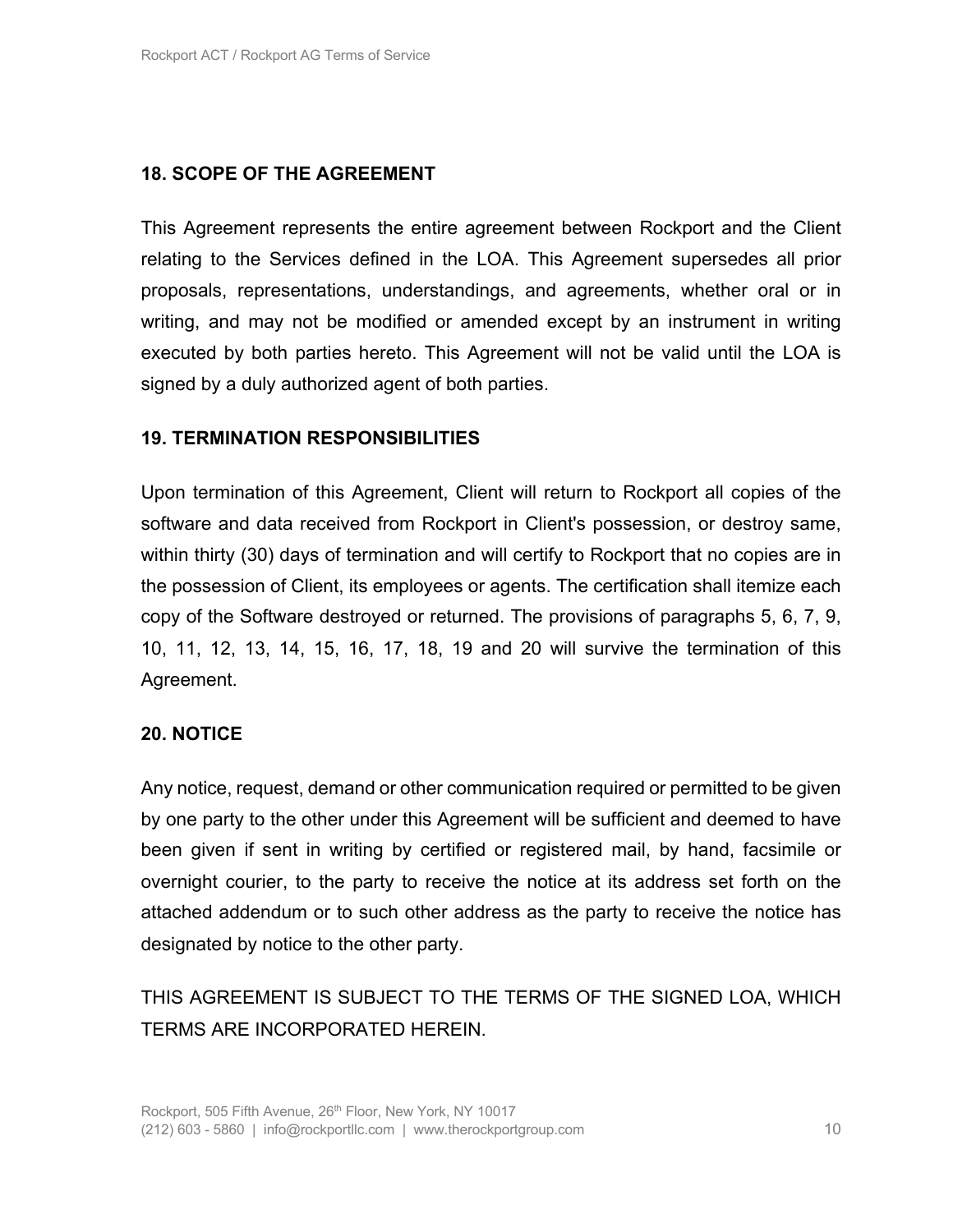### 18. SCOPE OF THE AGREEMENT

This Agreement represents the entire agreement between Rockport and the Client relating to the Services defined in the LOA. This Agreement supersedes all prior proposals, representations, understandings, and agreements, whether oral or in writing, and may not be modified or amended except by an instrument in writing executed by both parties hereto. This Agreement will not be valid until the LOA is signed by a duly authorized agent of both parties.

### 19. TERMINATION RESPONSIBILITIES

Upon termination of this Agreement, Client will return to Rockport all copies of the software and data received from Rockport in Client's possession, or destroy same, within thirty (30) days of termination and will certify to Rockport that no copies are in the possession of Client, its employees or agents. The certification shall itemize each copy of the Software destroyed or returned. The provisions of paragraphs 5, 6, 7, 9, 10, 11, 12, 13, 14, 15, 16, 17, 18, 19 and 20 will survive the termination of this Agreement.

### 20. NOTICE

Any notice, request, demand or other communication required or permitted to be given by one party to the other under this Agreement will be sufficient and deemed to have been given if sent in writing by certified or registered mail, by hand, facsimile or overnight courier, to the party to receive the notice at its address set forth on the attached addendum or to such other address as the party to receive the notice has designated by notice to the other party.

THIS AGREEMENT IS SUBJECT TO THE TERMS OF THE SIGNED LOA, WHICH TERMS ARE INCORPORATED HEREIN.